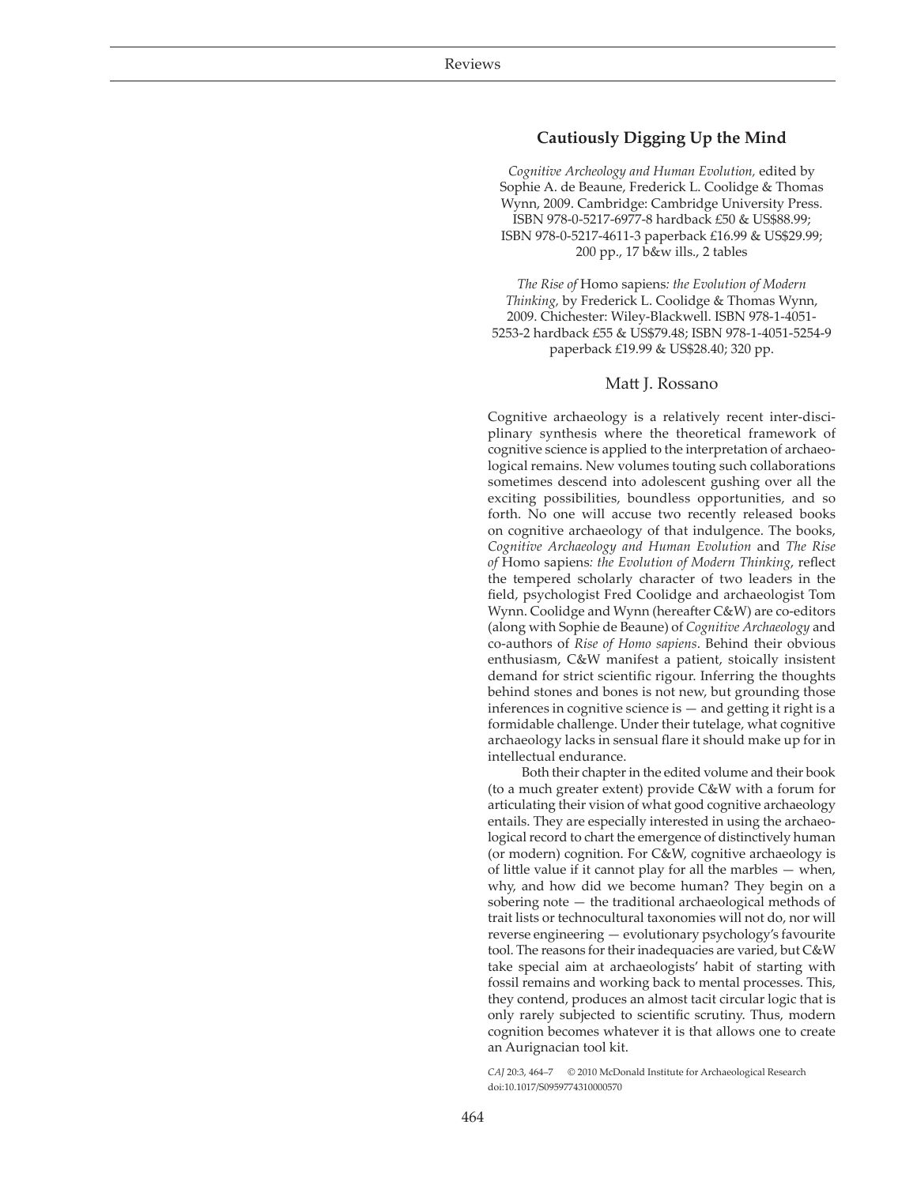## Cautiously Digging Up the Mind

*Cognitive Archeology and Human Evolution,* edited by Sophie A. de Beaune, Frederick L. Coolidge & Thomas Wynn, 2009. Cambridge: Cambridge University Press. ISBN 978-0-5217-6977-8 hardback £50 & US$88.99; ISBN 978-0-5217-4611-3 paperback £16.99 & US$29.99; 200 pp., 17 b&w ills., 2 tables

*The Rise of* Homo sapiens*: the Evolution of Modern Thinking,* by Frederick L. Coolidge & Thomas Wynn, 2009. Chichester: Wiley-Blackwell. ISBN 978-1-4051-5253-2 hardback £55 & US$79.48; ISBN 978-1-4051-5254-9 paperback £19.99 & US$28.40; 320 pp.

Matt J. Rossano

Cognitive archaeology is a relatively recent inter-disciplinary synthesis where the theoretical framework of cognitive science is applied to the interpretation of archaeological remains. New volumes touting such collaborations sometimes descend into adolescent gushing over all the exciting possibilities, boundless opportunities, and so forth. No one will accuse two recently released books on cognitive archaeology of that indulgence. The books, *Cognitive Archaeology and Human Evolution* and *The Rise of* Homo sapiens*: the Evolution of Modern Thinking*, reflect the tempered scholarly character of two leaders in the field, psychologist Fred Coolidge and archaeologist Tom Wynn. Coolidge and Wynn (hereafter C&W) are co-editors (along with Sophie de Beaune) of *Cognitive Archaeology* and co-authors of *Rise of Homo sapiens*. Behind their obvious enthusiasm, C&W manifest a patient, stoically insistent demand for strict scientific rigour. Inferring the thoughts behind stones and bones is not new, but grounding those inferences in cognitive science is — and getting it right is a formidable challenge. Under their tutelage, what cognitive archaeology lacks in sensual flare it should make up for in intellectual endurance.

Both their chapter in the edited volume and their book (to a much greater extent) provide C&W with a forum for articulating their vision of what good cognitive archaeology entails. They are especially interested in using the archaeological record to chart the emergence of distinctively human (or modern) cognition. For C&W, cognitive archaeology is of little value if it cannot play for all the marbles — when, why, and how did we become human? They begin on a sobering note — the traditional archaeological methods of trait lists or technocultural taxonomies will not do, nor will reverse engineering — evolutionary psychology's favourite tool. The reasons for their inadequacies are varied, but C&W take special aim at archaeologists' habit of starting with fossil remains and working back to mental processes. This, they contend, produces an almost tacit circular logic that is only rarely subjected to scientific scrutiny. Thus, modern cognition becomes whatever it is that allows one to create an Aurignacian tool kit.

*CAJ* 20:3, 464–7 © 2010 McDonald Institute for Archaeological Research
doi:10.1017/S0959774310000570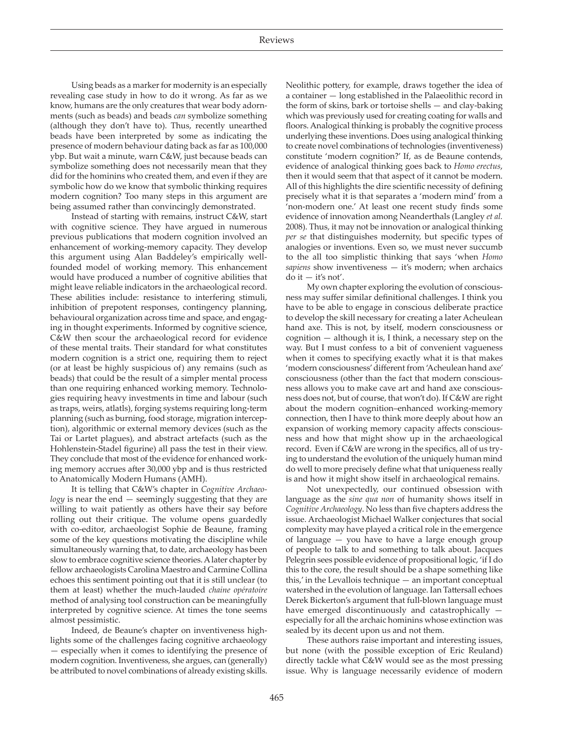Using beads as a marker for modernity is an especially revealing case study in how to do it wrong. As far as we know, humans are the only creatures that wear body adornments (such as beads) and beads *can* symbolize something (although they don't have to). Thus, recently unearthed beads have been interpreted by some as indicating the presence of modern behaviour dating back as far as 100,000 ybp. But wait a minute, warn C&W, just because beads can symbolize something does not necessarily mean that they did for the hominins who created them, and even if they are symbolic how do we know that symbolic thinking requires modern cognition? Too many steps in this argument are being assumed rather than convincingly demonstrated.

Instead of starting with remains, instruct C&W, start with cognitive science. They have argued in numerous previous publications that modern cognition involved an enhancement of working-memory capacity. They develop this argument using Alan Baddeley's empirically well-founded model of working memory. This enhancement would have produced a number of cognitive abilities that might leave reliable indicators in the archaeological record. These abilities include: resistance to interfering stimuli, inhibition of prepotent responses, contingency planning, behavioural organization across time and space, and engaging in thought experiments. Informed by cognitive science, C&W then scour the archaeological record for evidence of these mental traits. Their standard for what constitutes modern cognition is a strict one, requiring them to reject (or at least be highly suspicious of) any remains (such as beads) that could be the result of a simpler mental process than one requiring enhanced working memory. Technologies requiring heavy investments in time and labour (such as traps, weirs, atlatls), forging systems requiring long-term planning (such as burning, food storage, migration interception), algorithmic or external memory devices (such as the Tai or Lartet plaques), and abstract artefacts (such as the Hohlenstein-Stadel figurine) all pass the test in their view. They conclude that most of the evidence for enhanced working memory accrues after 30,000 ybp and is thus restricted to Anatomically Modern Humans (AMH).

It is telling that C&W's chapter in *Cognitive Archaeology* is near the end — seemingly suggesting that they are willing to wait patiently as others have their say before rolling out their critique. The volume opens guardedly with co-editor, archaeologist Sophie de Beaune, framing some of the key questions motivating the discipline while simultaneously warning that, to date, archaeology has been slow to embrace cognitive science theories. A later chapter by fellow archaeologists Carolina Maestro and Carmine Collina echoes this sentiment pointing out that it is still unclear (to them at least) whether the much-lauded *chaine opératoire* method of analysing tool construction can be meaningfully interpreted by cognitive science. At times the tone seems almost pessimistic.

Indeed, de Beaune's chapter on inventiveness highlights some of the challenges facing cognitive archaeology — especially when it comes to identifying the presence of modern cognition. Inventiveness, she argues, can (generally) be attributed to novel combinations of already existing skills. Neolithic pottery, for example, draws together the idea of a container — long established in the Palaeolithic record in the form of skins, bark or tortoise shells — and clay-baking which was previously used for creating coating for walls and floors. Analogical thinking is probably the cognitive process underlying these inventions. Does using analogical thinking to create novel combinations of technologies (inventiveness) constitute 'modern cognition?' If, as de Beaune contends, evidence of analogical thinking goes back to *Homo erectus*, then it would seem that that aspect of it cannot be modern. All of this highlights the dire scientific necessity of defining precisely what it is that separates a 'modern mind' from a 'non-modern one.' At least one recent study finds some evidence of innovation among Neanderthals (Langley *et al.* 2008). Thus, it may not be innovation or analogical thinking *per se* that distinguishes modernity, but specific types of analogies or inventions. Even so, we must never succumb to the all too simplistic thinking that says 'when *Homo sapiens* show inventiveness — it's modern; when archaics do it — it's not'.

My own chapter exploring the evolution of consciousness may suffer similar definitional challenges. I think you have to be able to engage in conscious deliberate practice to develop the skill necessary for creating a later Acheulean hand axe. This is not, by itself, modern consciousness or cognition — although it is, I think, a necessary step on the way. But I must confess to a bit of convenient vagueness when it comes to specifying exactly what it is that makes 'modern consciousness' different from 'Acheulean hand axe' consciousness (other than the fact that modern consciousness allows you to make cave art and hand axe consciousness does not, but of course, that won't do). If C&W are right about the modern cognition–enhanced working-memory connection, then I have to think more deeply about how an expansion of working memory capacity affects consciousness and how that might show up in the archaeological record. Even if C&W are wrong in the specifics, all of us trying to understand the evolution of the uniquely human mind do well to more precisely define what that uniqueness really is and how it might show itself in archaeological remains.

Not unexpectedly, our continued obsession with language as the *sine qua non* of humanity shows itself in *Cognitive Archaeology*. No less than five chapters address the issue. Archaeologist Michael Walker conjectures that social complexity may have played a critical role in the emergence of language — you have to have a large enough group of people to talk to and something to talk about. Jacques Pelegrin sees possible evidence of propositional logic, 'if I do this to the core, the result should be a shape something like this,' in the Levallois technique — an important conceptual watershed in the evolution of language. Ian Tattersall echoes Derek Bickerton's argument that full-blown language must have emerged discontinuously and catastrophically — especially for all the archaic hominins whose extinction was sealed by its decent upon us and not them.

These authors raise important and interesting issues, but none (with the possible exception of Eric Reuland) directly tackle what C&W would see as the most pressing issue. Why is language necessarily evidence of modern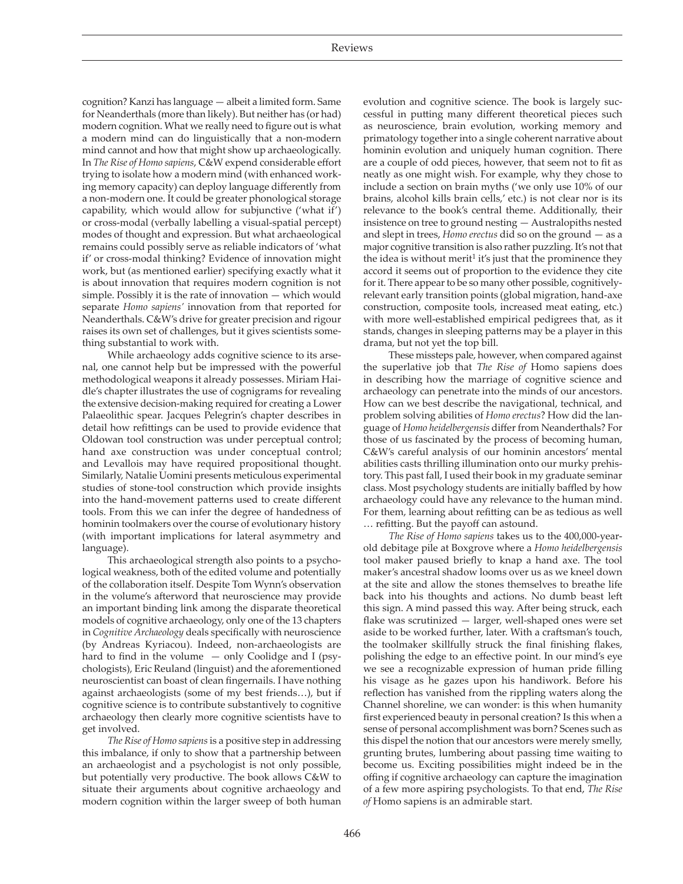cognition? Kanzi has language — albeit a limited form. Same for Neanderthals (more than likely). But neither has (or had) modern cognition. What we really need to figure out is what a modern mind can do linguistically that a non-modern mind cannot and how that might show up archaeologically. In *The Rise of Homo sapiens*, C&W expend considerable effort trying to isolate how a modern mind (with enhanced working memory capacity) can deploy language differently from a non-modern one. It could be greater phonological storage capability, which would allow for subjunctive ('what if') or cross-modal (verbally labelling a visual-spatial percept) modes of thought and expression. But what archaeological remains could possibly serve as reliable indicators of 'what if' or cross-modal thinking? Evidence of innovation might work, but (as mentioned earlier) specifying exactly what it is about innovation that requires modern cognition is not simple. Possibly it is the rate of innovation — which would separate *Homo sapiens'* innovation from that reported for Neanderthals. C&W's drive for greater precision and rigour raises its own set of challenges, but it gives scientists something substantial to work with.

While archaeology adds cognitive science to its arsenal, one cannot help but be impressed with the powerful methodological weapons it already possesses. Miriam Haidle's chapter illustrates the use of cognigrams for revealing the extensive decision-making required for creating a Lower Palaeolithic spear. Jacques Pelegrin's chapter describes in detail how refittings can be used to provide evidence that Oldowan tool construction was under perceptual control; hand axe construction was under conceptual control; and Levallois may have required propositional thought. Similarly, Natalie Uomini presents meticulous experimental studies of stone-tool construction which provide insights into the hand-movement patterns used to create different tools. From this we can infer the degree of handedness of hominin toolmakers over the course of evolutionary history (with important implications for lateral asymmetry and language).

This archaeological strength also points to a psychological weakness, both of the edited volume and potentially of the collaboration itself. Despite Tom Wynn's observation in the volume's afterword that neuroscience may provide an important binding link among the disparate theoretical models of cognitive archaeology, only one of the 13 chapters in *Cognitive Archaeology* deals specifically with neuroscience (by Andreas Kyriacou). Indeed, non-archaeologists are hard to find in the volume — only Coolidge and I (psychologists), Eric Reuland (linguist) and the aforementioned neuroscientist can boast of clean fingernails. I have nothing against archaeologists (some of my best friends…), but if cognitive science is to contribute substantively to cognitive archaeology then clearly more cognitive scientists have to get involved.

*The Rise of Homo sapiens* is a positive step in addressing this imbalance, if only to show that a partnership between an archaeologist and a psychologist is not only possible, but potentially very productive. The book allows C&W to situate their arguments about cognitive archaeology and modern cognition within the larger sweep of both human evolution and cognitive science. The book is largely successful in putting many different theoretical pieces such as neuroscience, brain evolution, working memory and primatology together into a single coherent narrative about hominin evolution and uniquely human cognition. There are a couple of odd pieces, however, that seem not to fit as neatly as one might wish. For example, why they chose to include a section on brain myths ('we only use 10% of our brains, alcohol kills brain cells,' etc.) is not clear nor is its relevance to the book's central theme. Additionally, their insistence on tree to ground nesting — Australopiths nested and slept in trees, *Homo erectus* did so on the ground — as a major cognitive transition is also rather puzzling. It's not that the idea is without merit[1] it's just that the prominence they accord it seems out of proportion to the evidence they cite for it. There appear to be so many other possible, cognitively-relevant early transition points (global migration, hand-axe construction, composite tools, increased meat eating, etc.) with more well-established empirical pedigrees that, as it stands, changes in sleeping patterns may be a player in this drama, but not yet the top bill.

These missteps pale, however, when compared against the superlative job that *The Rise of* Homo sapiens does in describing how the marriage of cognitive science and archaeology can penetrate into the minds of our ancestors. How can we best describe the navigational, technical, and problem solving abilities of *Homo erectus*? How did the language of *Homo heidelbergensis* differ from Neanderthals? For those of us fascinated by the process of becoming human, C&W's careful analysis of our hominin ancestors' mental abilities casts thrilling illumination onto our murky prehistory. This past fall, I used their book in my graduate seminar class. Most psychology students are initially baffled by how archaeology could have any relevance to the human mind. For them, learning about refitting can be as tedious as well … refitting. But the payoff can astound.

*The Rise of Homo sapiens* takes us to the 400,000-year-old debitage pile at Boxgrove where a *Homo heidelbergensis* tool maker paused briefly to knap a hand axe. The tool maker's ancestral shadow looms over us as we kneel down at the site and allow the stones themselves to breathe life back into his thoughts and actions. No dumb beast left this sign. A mind passed this way. After being struck, each flake was scrutinized — larger, well-shaped ones were set aside to be worked further, later. With a craftsman's touch, the toolmaker skillfully struck the final finishing flakes, polishing the edge to an effective point. In our mind's eye we see a recognizable expression of human pride filling his visage as he gazes upon his handiwork. Before his reflection has vanished from the rippling waters along the Channel shoreline, we can wonder: is this when humanity first experienced beauty in personal creation? Is this when a sense of personal accomplishment was born? Scenes such as this dispel the notion that our ancestors were merely smelly, grunting brutes, lumbering about passing time waiting to become us. Exciting possibilities might indeed be in the offing if cognitive archaeology can capture the imagination of a few more aspiring psychologists. To that end, *The Rise of* Homo sapiens is an admirable start.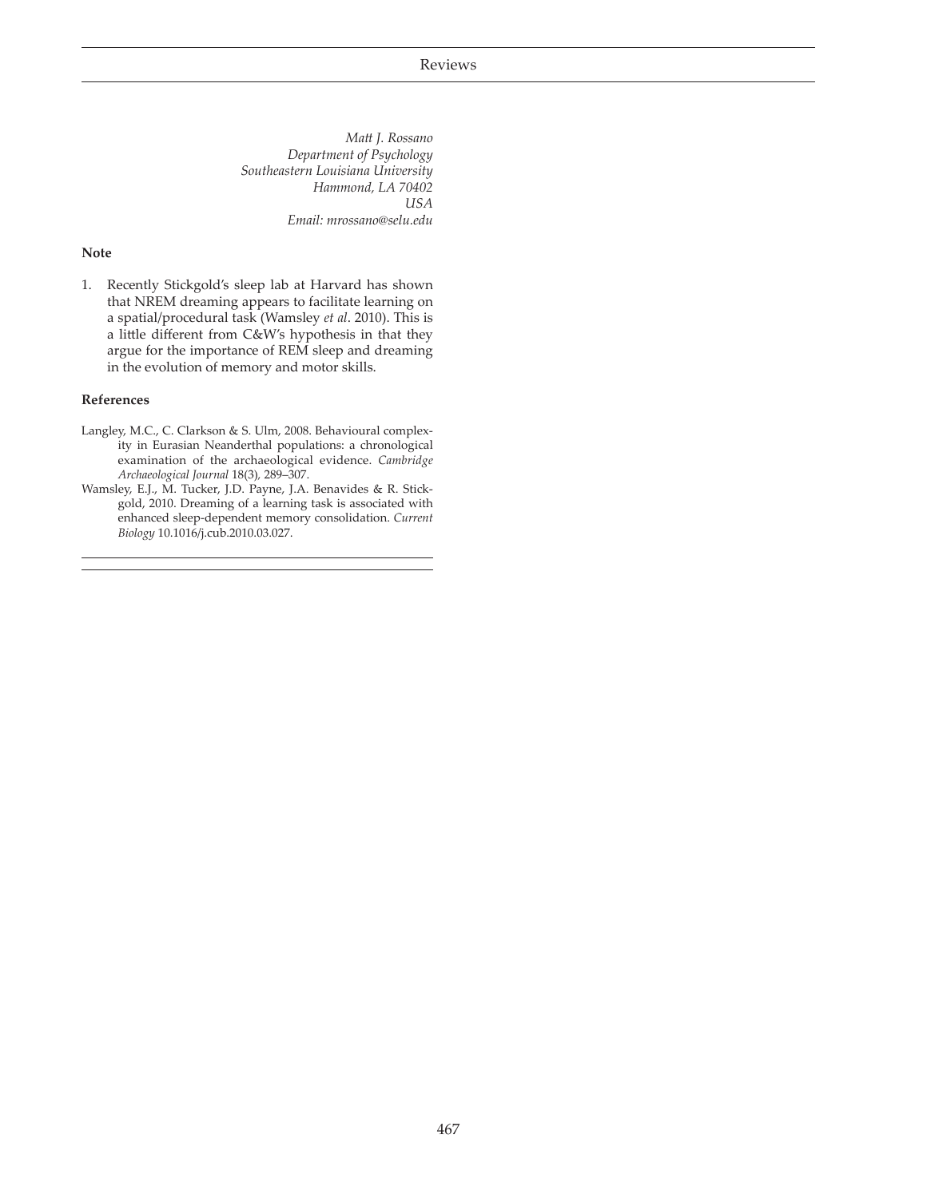*Matt J. Rossano*
*Department of Psychology*
*Southeastern Louisiana University*
*Hammond, LA 70402*
*USA*
*Email: mrossano@selu.edu*

### Note

1. Recently Stickgold's sleep lab at Harvard has shown that NREM dreaming appears to facilitate learning on a spatial/procedural task (Wamsley *et al*. 2010). This is a little different from C&W's hypothesis in that they argue for the importance of REM sleep and dreaming in the evolution of memory and motor skills.

### References

Langley, M.C., C. Clarkson & S. Ulm, 2008. Behavioural complexity in Eurasian Neanderthal populations: a chronological examination of the archaeological evidence. *Cambridge Archaeological Journal* 18(3), 289–307.

Wamsley, E.J., M. Tucker, J.D. Payne, J.A. Benavides & R. Stickgold, 2010. Dreaming of a learning task is associated with enhanced sleep-dependent memory consolidation. *Current Biology* 10.1016/j.cub.2010.03.027.